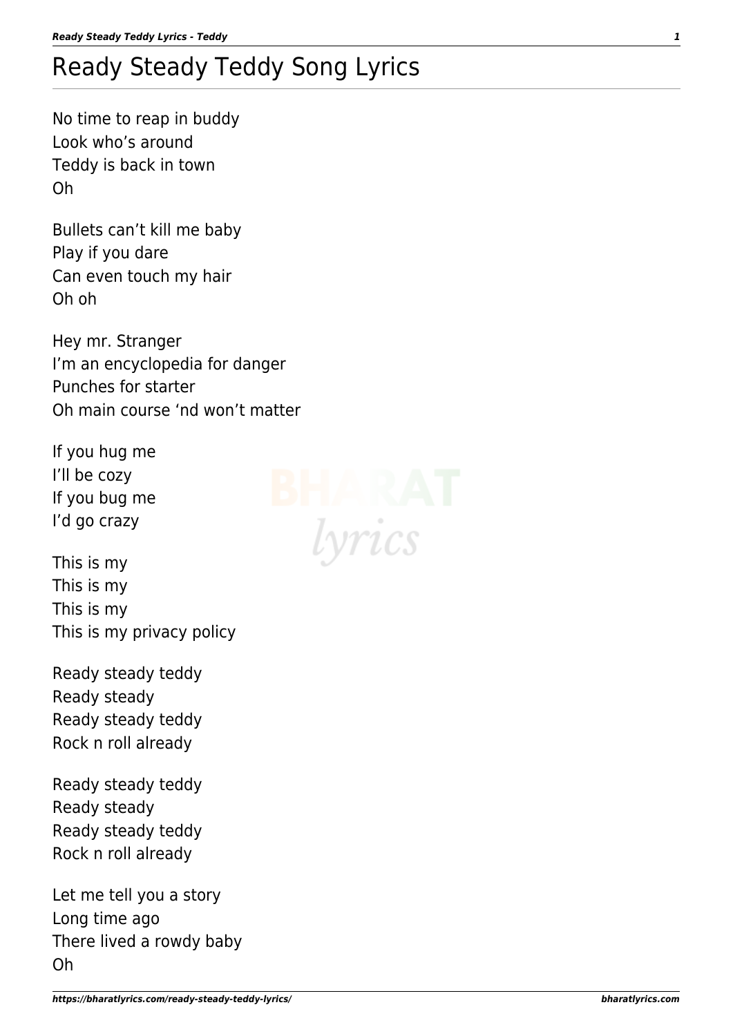# Ready Steady Teddy Song Lyrics

No time to reap in buddy
Look who's around
Teddy is back in town
Oh

Bullets can't kill me baby
Play if you dare
Can even touch my hair
Oh oh

Hey mr. Stranger
I'm an encyclopedia for danger
Punches for starter
Oh main course 'nd won't matter

If you hug me
I'll be cozy
If you bug me
I'd go crazy

This is my
This is my
This is my
This is my privacy policy

Ready steady teddy
Ready steady
Ready steady teddy
Rock n roll already

Ready steady teddy
Ready steady
Ready steady teddy
Rock n roll already

Let me tell you a story
Long time ago
There lived a rowdy baby
Oh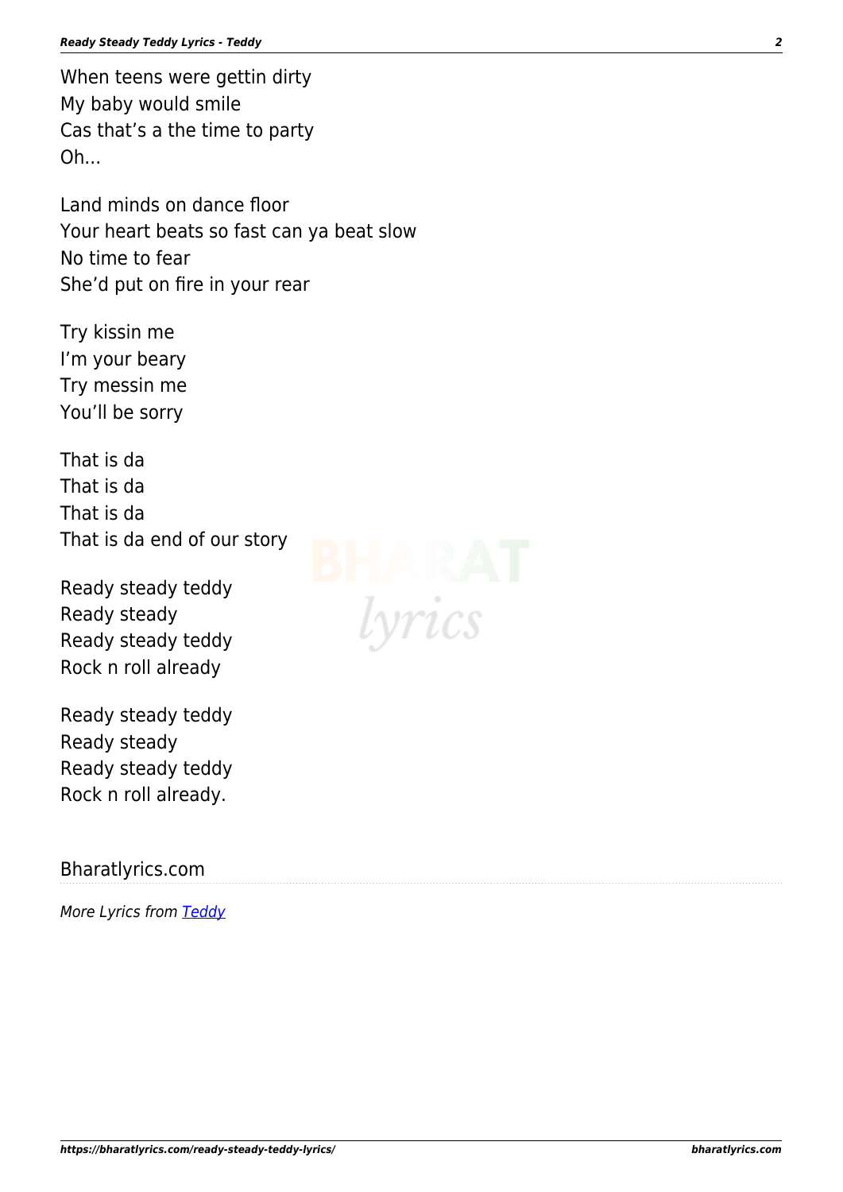When teens were gettin dirty
My baby would smile
Cas that's a the time to party
Oh...

Land minds on dance floor
Your heart beats so fast can ya beat slow
No time to fear
She'd put on fire in your rear

Try kissin me
I'm your beary
Try messin me
You'll be sorry

That is da
That is da
That is da
That is da end of our story

Ready steady teddy
Ready steady
Ready steady teddy
Rock n roll already

Ready steady teddy
Ready steady
Ready steady teddy
Rock n roll already.

Bharatlyrics.com

*More Lyrics from [Teddy]()*